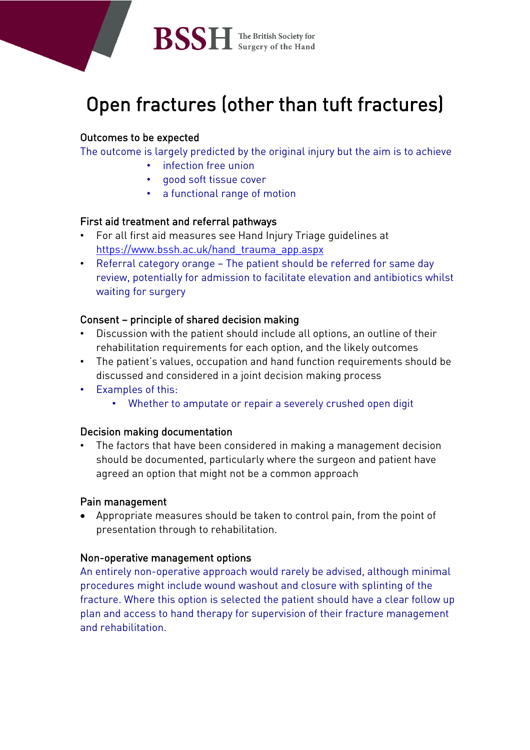BSSH The British Society for Surgery of the Hand

# Open fractures (other than tuft fractures)

### Outcomes to be expected

The outcome is largely predicted by the original injury but the aim is to achieve

- infection free union
- good soft tissue cover
- a functional range of motion

### First aid treatment and referral pathways

- For all first aid measures see Hand Injury Triage guidelines at https://www.bssh.ac.uk/hand_trauma_app.aspx
- Referral category orange – The patient should be referred for same day review, potentially for admission to facilitate elevation and antibiotics whilst waiting for surgery

### Consent – principle of shared decision making

- Discussion with the patient should include all options, an outline of their rehabilitation requirements for each option, and the likely outcomes
- The patient's values, occupation and hand function requirements should be discussed and considered in a joint decision making process
- Examples of this:
  - Whether to amputate or repair a severely crushed open digit

### Decision making documentation

- The factors that have been considered in making a management decision should be documented, particularly where the surgeon and patient have agreed an option that might not be a common approach

### Pain management

- Appropriate measures should be taken to control pain, from the point of presentation through to rehabilitation.

### Non-operative management options

An entirely non-operative approach would rarely be advised, although minimal procedures might include wound washout and closure with splinting of the fracture. Where this option is selected the patient should have a clear follow up plan and access to hand therapy for supervision of their fracture management and rehabilitation.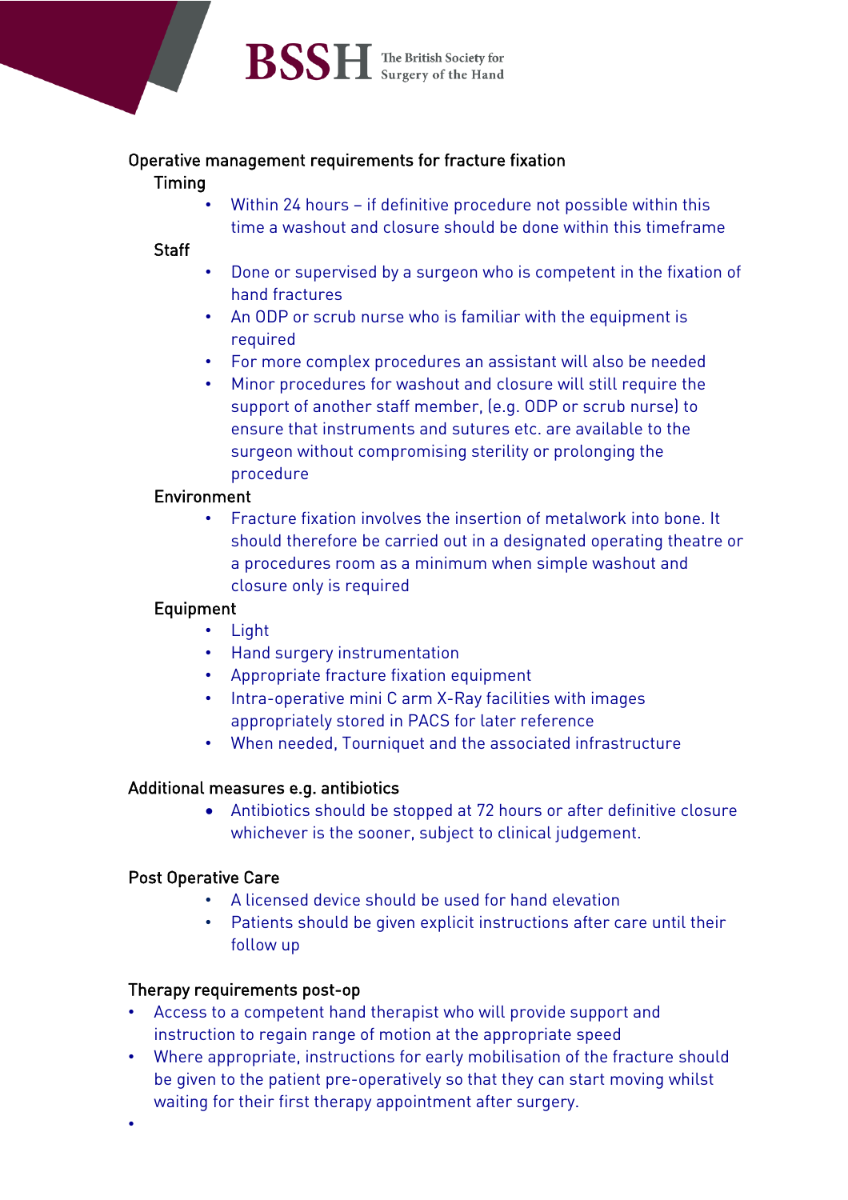## Operative management requirements for fracture fixation

### Timing

- Within 24 hours – if definitive procedure not possible within this time a washout and closure should be done within this timeframe

### Staff

- Done or supervised by a surgeon who is competent in the fixation of hand fractures
- An ODP or scrub nurse who is familiar with the equipment is required
- For more complex procedures an assistant will also be needed
- Minor procedures for washout and closure will still require the support of another staff member, (e.g. ODP or scrub nurse) to ensure that instruments and sutures etc. are available to the surgeon without compromising sterility or prolonging the procedure

### Environment

- Fracture fixation involves the insertion of metalwork into bone. It should therefore be carried out in a designated operating theatre or a procedures room as a minimum when simple washout and closure only is required

### Equipment

- Light
- Hand surgery instrumentation
- Appropriate fracture fixation equipment
- Intra-operative mini C arm X-Ray facilities with images appropriately stored in PACS for later reference
- When needed, Tourniquet and the associated infrastructure

## Additional measures e.g. antibiotics

- Antibiotics should be stopped at 72 hours or after definitive closure whichever is the sooner, subject to clinical judgement.

## Post Operative Care

- A licensed device should be used for hand elevation
- Patients should be given explicit instructions after care until their follow up

## Therapy requirements post-op

- Access to a competent hand therapist who will provide support and instruction to regain range of motion at the appropriate speed
- Where appropriate, instructions for early mobilisation of the fracture should be given to the patient pre-operatively so that they can start moving whilst waiting for their first therapy appointment after surgery.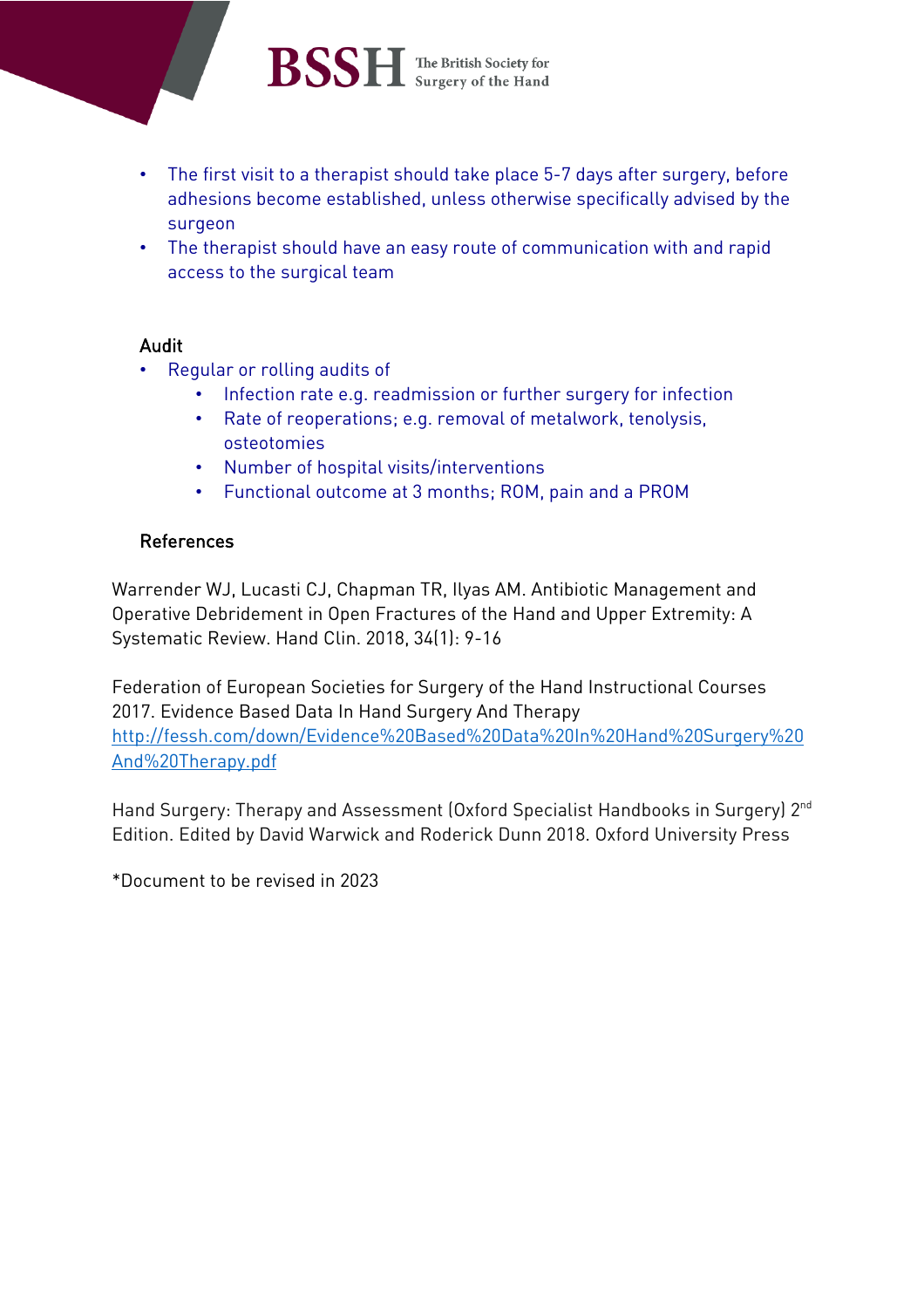- The first visit to a therapist should take place 5-7 days after surgery, before adhesions become established, unless otherwise specifically advised by the surgeon
- The therapist should have an easy route of communication with and rapid access to the surgical team

## Audit

- Regular or rolling audits of
    - Infection rate e.g. readmission or further surgery for infection
    - Rate of reoperations; e.g. removal of metalwork, tenolysis, osteotomies
    - Number of hospital visits/interventions
    - Functional outcome at 3 months; ROM, pain and a PROM

## References

Warrender WJ, Lucasti CJ, Chapman TR, Ilyas AM. Antibiotic Management and Operative Debridement in Open Fractures of the Hand and Upper Extremity: A Systematic Review. Hand Clin. 2018, 34(1): 9-16

Federation of European Societies for Surgery of the Hand Instructional Courses 2017. Evidence Based Data In Hand Surgery And Therapy http://fessh.com/down/Evidence%20Based%20Data%20In%20Hand%20Surgery%20And%20Therapy.pdf

Hand Surgery: Therapy and Assessment (Oxford Specialist Handbooks in Surgery) 2nd Edition. Edited by David Warwick and Roderick Dunn 2018. Oxford University Press

*Document to be revised in 2023